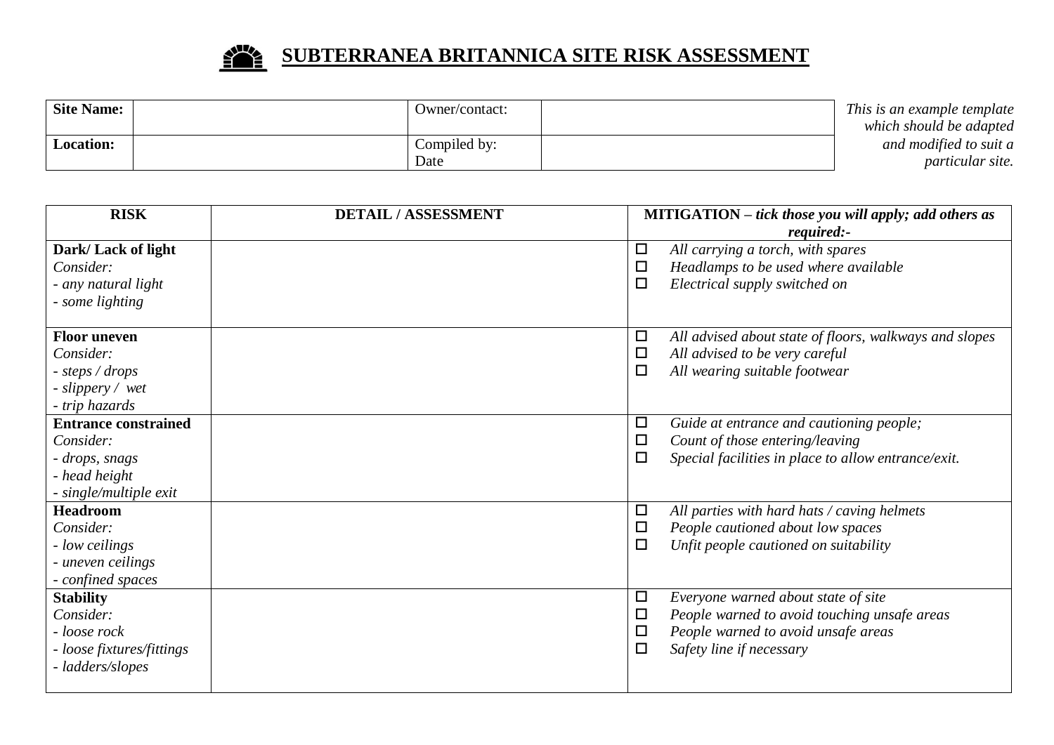# SUBTERRANEA BRITANNICA SITE RISK ASSESSMENT

| **Site Name:** | | Owner/contact: | |
|---|---|---|---|
| **Location:** | | Compiled by: Date | |

*This is an example template which should be adapted and modified to suit a particular site.*

| RISK | DETAIL / ASSESSMENT | MITIGATION – *tick those you will apply; add others as required:-* |
|---|---|---|
| **Dark/ Lack of light**<br>*Consider:*<br>*- any natural light*<br>*- some lighting* | | ☐ *All carrying a torch, with spares*<br>☐ *Headlamps to be used where available*<br>☐ *Electrical supply switched on* |
| **Floor uneven**<br>*Consider:*<br>*- steps / drops*<br>*- slippery / wet*<br>*- trip hazards* | | ☐ *All advised about state of floors, walkways and slopes*<br>☐ *All advised to be very careful*<br>☐ *All wearing suitable footwear* |
| **Entrance constrained**<br>*Consider:*<br>*- drops, snags*<br>*- head height*<br>*- single/multiple exit* | | ☐ *Guide at entrance and cautioning people;*<br>☐ *Count of those entering/leaving*<br>☐ *Special facilities in place to allow entrance/exit.* |
| **Headroom**<br>*Consider:*<br>*- low ceilings*<br>*- uneven ceilings*<br>*- confined spaces* | | ☐ *All parties with hard hats / caving helmets*<br>☐ *People cautioned about low spaces*<br>☐ *Unfit people cautioned on suitability* |
| **Stability**<br>*Consider:*<br>*- loose rock*<br>*- loose fixtures/fittings*<br>*- ladders/slopes* | | ☐ *Everyone warned about state of site*<br>☐ *People warned to avoid touching unsafe areas*<br>☐ *People warned to avoid unsafe areas*<br>☐ *Safety line if necessary* |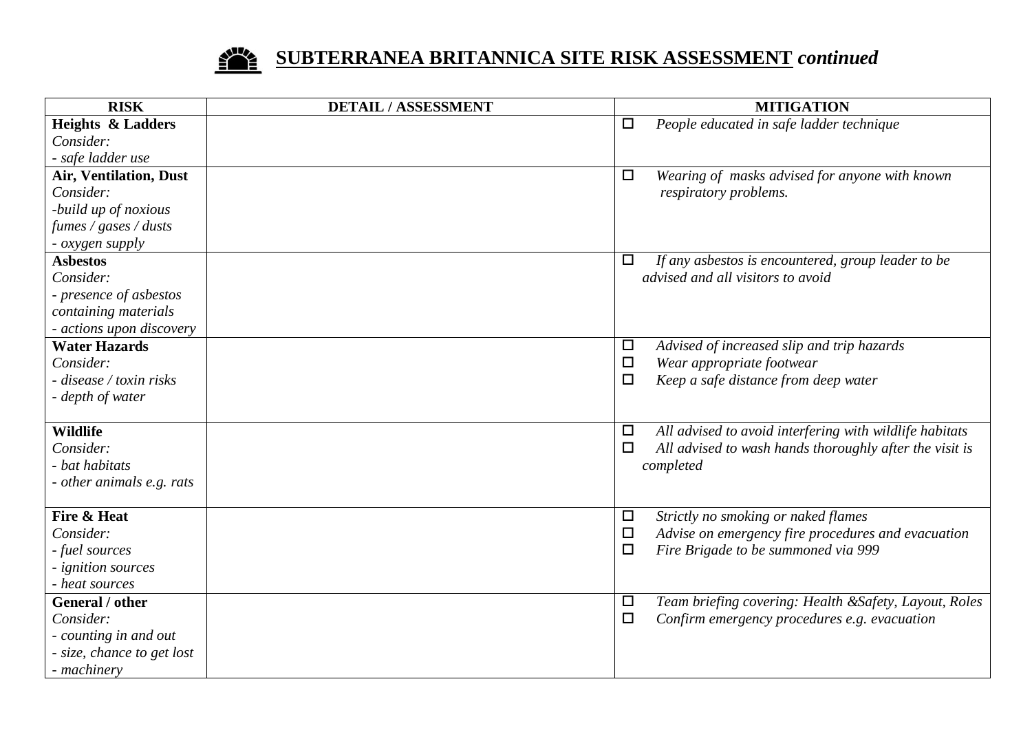# **SUBTERRANEA BRITANNICA SITE RISK ASSESSMENT** *continued*

| RISK | DETAIL / ASSESSMENT | MITIGATION |
|---|---|---|
| **Heights & Ladders**<br>*Consider:*<br>*- safe ladder use* | | ☐ *People educated in safe ladder technique* |
| **Air, Ventilation, Dust**<br>*Consider:*<br>*-build up of noxious fumes / gases / dusts*<br>*- oxygen supply* | | ☐ *Wearing of masks advised for anyone with known respiratory problems.* |
| **Asbestos**<br>*Consider:*<br>*- presence of asbestos containing materials*<br>*- actions upon discovery* | | ☐ *If any asbestos is encountered, group leader to be advised and all visitors to avoid* |
| **Water Hazards**<br>*Consider:*<br>*- disease / toxin risks*<br>*- depth of water* | | ☐ *Advised of increased slip and trip hazards*<br>☐ *Wear appropriate footwear*<br>☐ *Keep a safe distance from deep water* |
| **Wildlife**<br>*Consider:*<br>*- bat habitats*<br>*- other animals e.g. rats* | | ☐ *All advised to avoid interfering with wildlife habitats*<br>☐ *All advised to wash hands thoroughly after the visit is completed* |
| **Fire & Heat**<br>*Consider:*<br>*- fuel sources*<br>*- ignition sources*<br>*- heat sources* | | ☐ *Strictly no smoking or naked flames*<br>☐ *Advise on emergency fire procedures and evacuation*<br>☐ *Fire Brigade to be summoned via 999* |
| **General / other**<br>*Consider:*<br>*- counting in and out*<br>*- size, chance to get lost*<br>*- machinery* | | ☐ *Team briefing covering: Health &Safety, Layout, Roles*<br>☐ *Confirm emergency procedures e.g. evacuation* |